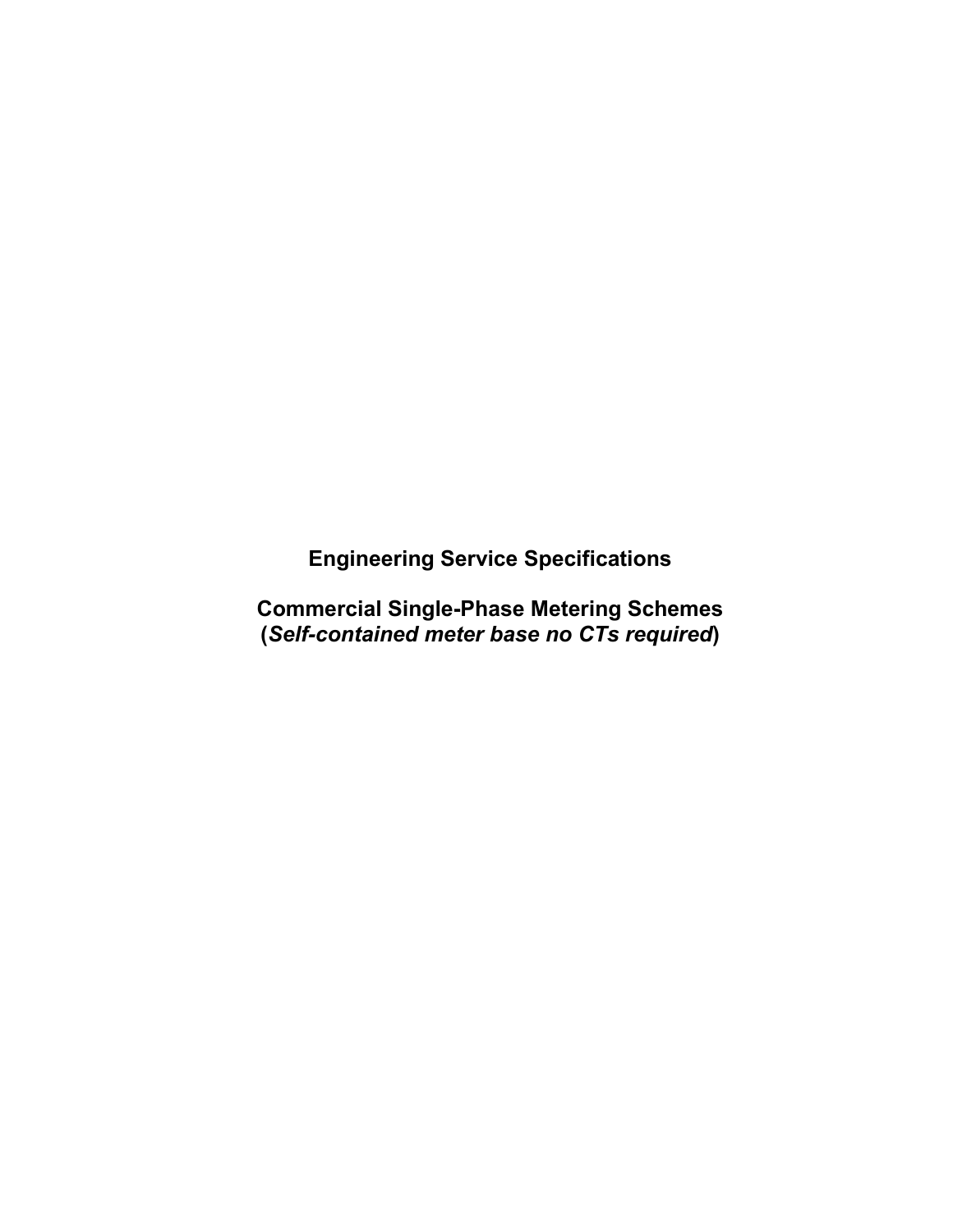# Engineering Service Specifications

## Commercial Single-Phase Metering Schemes
## (*Self-contained meter base no CTs required*)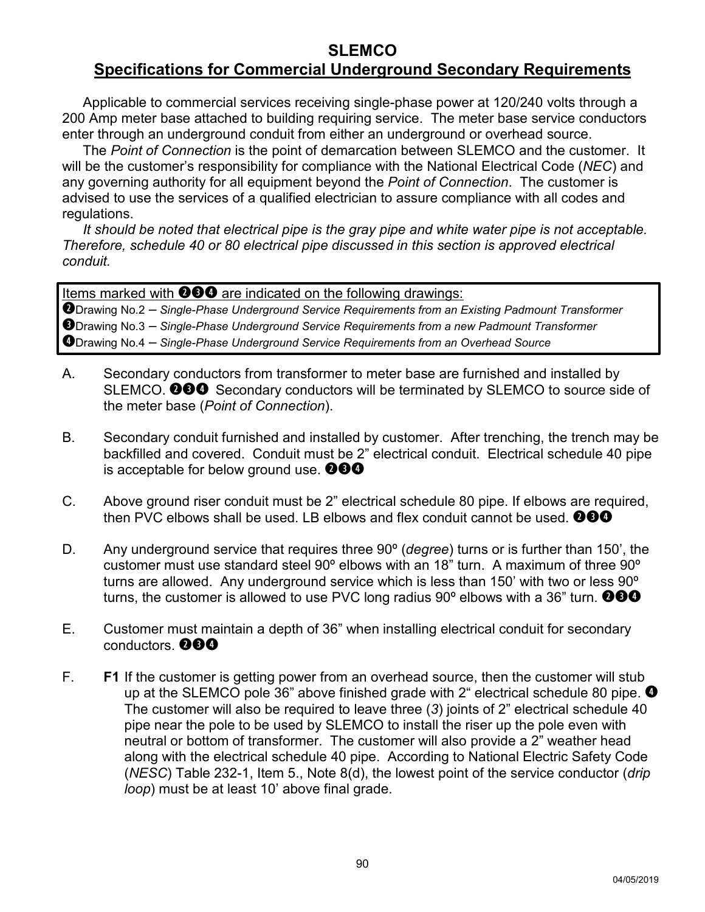# SLEMCO

## Specifications for Commercial Underground Secondary Requirements

Applicable to commercial services receiving single-phase power at 120/240 volts through a 200 Amp meter base attached to building requiring service. The meter base service conductors enter through an underground conduit from either an underground or overhead source.

The *Point of Connection* is the point of demarcation between SLEMCO and the customer. It will be the customer's responsibility for compliance with the National Electrical Code (*NEC*) and any governing authority for all equipment beyond the *Point of Connection*. The customer is advised to use the services of a qualified electrician to assure compliance with all codes and regulations.

*It should be noted that electrical pipe is the gray pipe and white water pipe is not acceptable. Therefore, schedule 40 or 80 electrical pipe discussed in this section is approved electrical conduit.*

Items marked with ❷❸❹ are indicated on the following drawings:
❷Drawing No.2 – *Single-Phase Underground Service Requirements from an Existing Padmount Transformer*
❸Drawing No.3 – *Single-Phase Underground Service Requirements from a new Padmount Transformer*
❹Drawing No.4 – *Single-Phase Underground Service Requirements from an Overhead Source*

A. Secondary conductors from transformer to meter base are furnished and installed by SLEMCO. ❷❸❹ Secondary conductors will be terminated by SLEMCO to source side of the meter base (*Point of Connection*).

B. Secondary conduit furnished and installed by customer. After trenching, the trench may be backfilled and covered. Conduit must be 2" electrical conduit. Electrical schedule 40 pipe is acceptable for below ground use. ❷❸❹

C. Above ground riser conduit must be 2" electrical schedule 80 pipe. If elbows are required, then PVC elbows shall be used. LB elbows and flex conduit cannot be used. ❷❸❹

D. Any underground service that requires three 90º (*degree*) turns or is further than 150', the customer must use standard steel 90º elbows with an 18" turn. A maximum of three 90º turns are allowed. Any underground service which is less than 150' with two or less 90º turns, the customer is allowed to use PVC long radius 90º elbows with a 36" turn. ❷❸❹

E. Customer must maintain a depth of 36" when installing electrical conduit for secondary conductors. ❷❸❹

F. **F1** If the customer is getting power from an overhead source, then the customer will stub up at the SLEMCO pole 36" above finished grade with 2" electrical schedule 80 pipe. ❹ The customer will also be required to leave three (*3*) joints of 2" electrical schedule 40 pipe near the pole to be used by SLEMCO to install the riser up the pole even with neutral or bottom of transformer. The customer will also provide a 2" weather head along with the electrical schedule 40 pipe. According to National Electric Safety Code (*NESC*) Table 232-1, Item 5., Note 8(d), the lowest point of the service conductor (*drip loop*) must be at least 10' above final grade.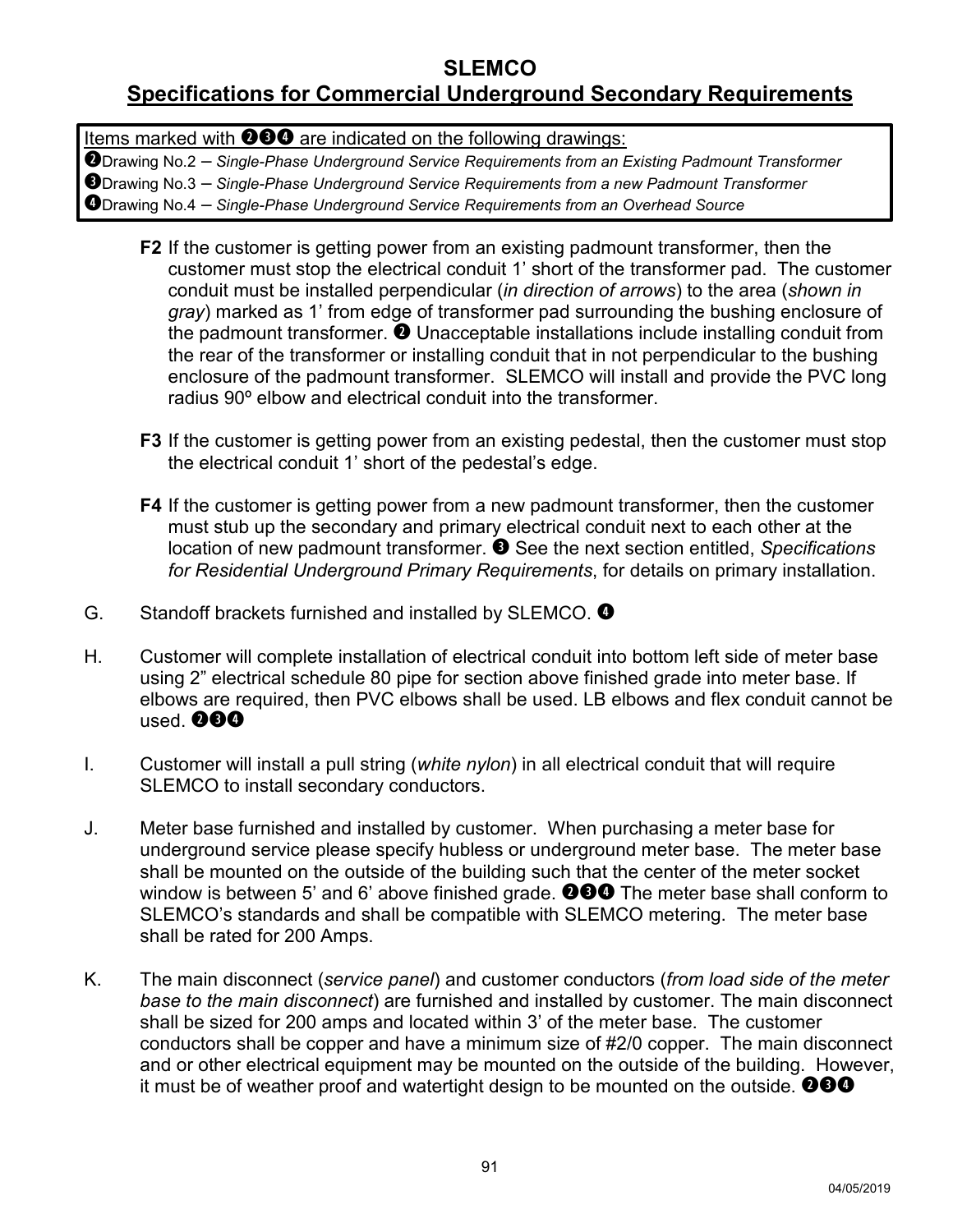# SLEMCO

## Specifications for Commercial Underground Secondary Requirements

Items marked with ❷❸❹ are indicated on the following drawings:
❷Drawing No.2 – *Single-Phase Underground Service Requirements from an Existing Padmount Transformer*
❸Drawing No.3 – *Single-Phase Underground Service Requirements from a new Padmount Transformer*
❹Drawing No.4 – *Single-Phase Underground Service Requirements from an Overhead Source*

**F2** If the customer is getting power from an existing padmount transformer, then the customer must stop the electrical conduit 1' short of the transformer pad. The customer conduit must be installed perpendicular (*in direction of arrows*) to the area (*shown in gray*) marked as 1' from edge of transformer pad surrounding the bushing enclosure of the padmount transformer. ❷ Unacceptable installations include installing conduit from the rear of the transformer or installing conduit that in not perpendicular to the bushing enclosure of the padmount transformer. SLEMCO will install and provide the PVC long radius 90º elbow and electrical conduit into the transformer.

**F3** If the customer is getting power from an existing pedestal, then the customer must stop the electrical conduit 1' short of the pedestal's edge.

**F4** If the customer is getting power from a new padmount transformer, then the customer must stub up the secondary and primary electrical conduit next to each other at the location of new padmount transformer. ❸ See the next section entitled, *Specifications for Residential Underground Primary Requirements*, for details on primary installation.

G. Standoff brackets furnished and installed by SLEMCO. ❹

H. Customer will complete installation of electrical conduit into bottom left side of meter base using 2" electrical schedule 80 pipe for section above finished grade into meter base. If elbows are required, then PVC elbows shall be used. LB elbows and flex conduit cannot be used. ❷❸❹

I. Customer will install a pull string (*white nylon*) in all electrical conduit that will require SLEMCO to install secondary conductors.

J. Meter base furnished and installed by customer. When purchasing a meter base for underground service please specify hubless or underground meter base. The meter base shall be mounted on the outside of the building such that the center of the meter socket window is between 5' and 6' above finished grade. ❷❸❹ The meter base shall conform to SLEMCO's standards and shall be compatible with SLEMCO metering. The meter base shall be rated for 200 Amps.

K. The main disconnect (*service panel*) and customer conductors (*from load side of the meter base to the main disconnect*) are furnished and installed by customer. The main disconnect shall be sized for 200 amps and located within 3' of the meter base. The customer conductors shall be copper and have a minimum size of #2/0 copper. The main disconnect and or other electrical equipment may be mounted on the outside of the building. However, it must be of weather proof and watertight design to be mounted on the outside. ❷❸❹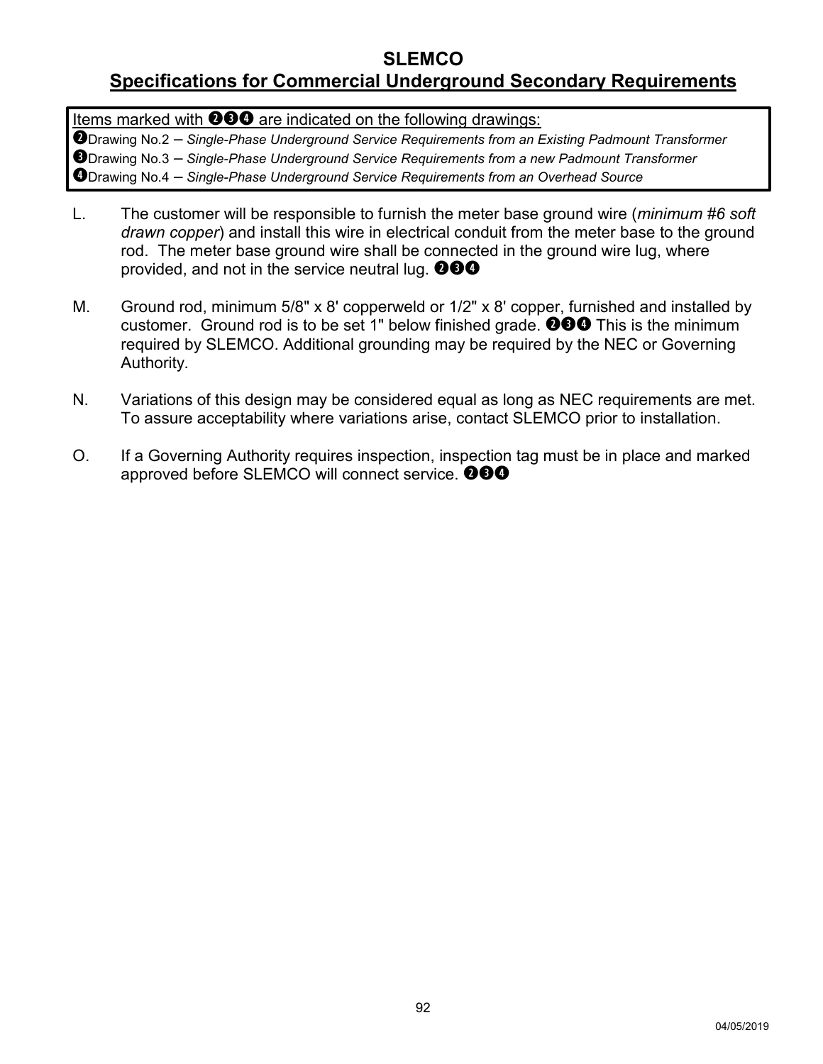# SLEMCO

## Specifications for Commercial Underground Secondary Requirements

Items marked with ❷❸❹ are indicated on the following drawings:

❷Drawing No.2 – *Single-Phase Underground Service Requirements from an Existing Padmount Transformer*
❸Drawing No.3 – *Single-Phase Underground Service Requirements from a new Padmount Transformer*
❹Drawing No.4 – *Single-Phase Underground Service Requirements from an Overhead Source*

L. The customer will be responsible to furnish the meter base ground wire (*minimum #6 soft drawn copper*) and install this wire in electrical conduit from the meter base to the ground rod. The meter base ground wire shall be connected in the ground wire lug, where provided, and not in the service neutral lug. ❷❸❹

M. Ground rod, minimum 5/8" x 8' copperweld or 1/2" x 8' copper, furnished and installed by customer. Ground rod is to be set 1" below finished grade. ❷❸❹ This is the minimum required by SLEMCO. Additional grounding may be required by the NEC or Governing Authority.

N. Variations of this design may be considered equal as long as NEC requirements are met. To assure acceptability where variations arise, contact SLEMCO prior to installation.

O. If a Governing Authority requires inspection, inspection tag must be in place and marked approved before SLEMCO will connect service. ❷❸❹

04/05/2019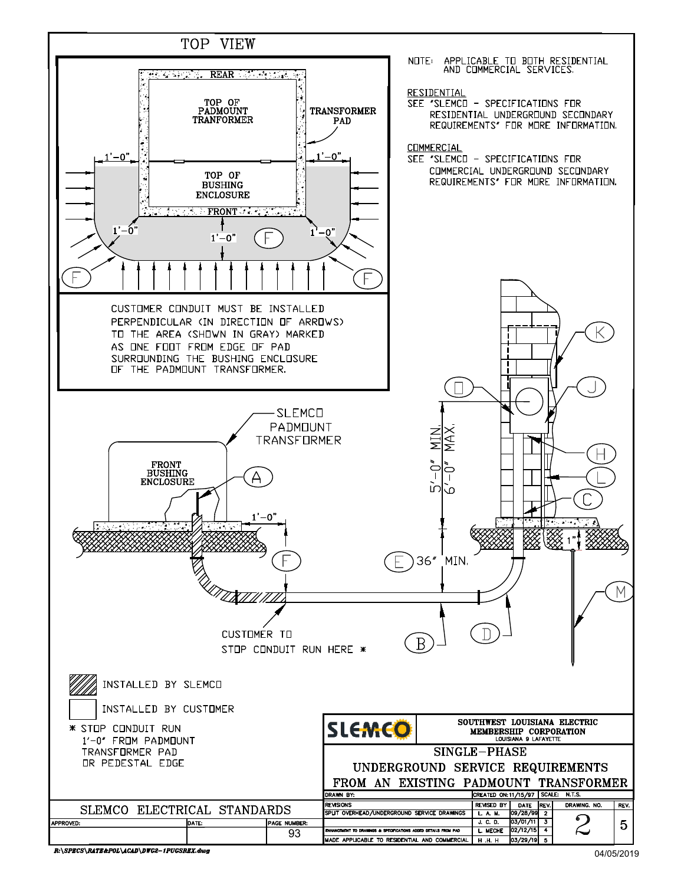## TOP VIEW

REAR

TOP OF PADMOUNT TRANFORMER

TRANSFORMER PAD

TOP OF BUSHING ENCLOSURE

FRONT

1'–0"  1'–0"  1'–0"  1'–0"  1'–0"

F  F  F

CUSTOMER CONDUIT MUST BE INSTALLED PERPENDICULAR (IN DIRECTION OF ARROWS) TO THE AREA (SHOWN IN GRAY) MARKED AS ONE FOOT FROM EDGE OF PAD SURROUNDING THE BUSHING ENCLOSURE OF THE PADMOUNT TRANSFORMER.

NOTE: APPLICABLE TO BOTH RESIDENTIAL AND COMMERCIAL SERVICES.

RESIDENTIAL
SEE "SLEMCO – SPECIFICATIONS FOR RESIDENTIAL UNDERGROUND SECONDARY REQUIREMENTS" FOR MORE INFORMATION.

COMMERCIAL
SEE "SLEMCO – SPECIFICATIONS FOR COMMERCIAL UNDERGROUND SECONDARY REQUIREMENTS" FOR MORE INFORMATION.

SLEMCO PADMOUNT TRANSFORMER

FRONT BUSHING ENCLOSURE

A  F  1'–0"  E 36" MIN.  B  C  D  H  I  J  K  L  M

5'–0" MIN.  6'–0" MAX.  1"

CUSTOMER TO STOP CONDUIT RUN HERE *

INSTALLED BY SLEMCO

INSTALLED BY CUSTOMER

* STOP CONDUIT RUN 1'–0" FROM PADMOUNT TRANSFORMER PAD OR PEDESTAL EDGE

**SLEMCO** — SOUTHWEST LOUISIANA ELECTRIC MEMBERSHIP CORPORATION, LOUISIANA 9 LAFAYETTE

# SINGLE–PHASE UNDERGROUND SERVICE REQUIREMENTS FROM AN EXISTING PADMOUNT TRANSFORMER

DRAWN BY: | CREATED ON: 11/15/97 | SCALE: N.T.S.

| REVISIONS | REVISED BY | DATE | REV. |
|---|---|---|---|
| SPLIT OVERHEAD/UNDERGROUND SERVICE DRAWINGS | L. A. M. | 09/28/99 | 2 |
| | J. C. D. | 03/01/11 | 3 |
| ENHANCEMENT TO DRAWINGS & SPECIFICATIONS ADDED DETAILS FROM PAD | L. MECHE | 02/12/15 | 4 |
| MADE APPLICABLE TO RESIDENTIAL AND COMMERCIAL | H. H. H | 03/29/19 | 5 |

DRAWING NO.: 2 | REV.: 5

SLEMCO ELECTRICAL STANDARDS

APPROVED: | DATE: | PAGE NUMBER: 93

R:\SPECS\RATE&POL\ACAD\DWG2–1PUGSREX.dwg

04/05/2019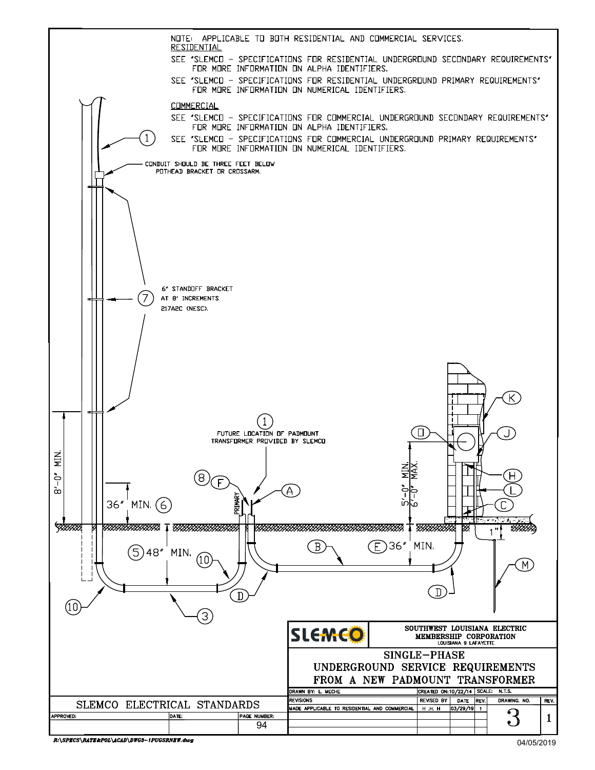NOTE: APPLICABLE TO BOTH RESIDENTIAL AND COMMERCIAL SERVICES.

**RESIDENTIAL**

SEE "SLEMCO - SPECIFICATIONS FOR RESIDENTIAL UNDERGROUND SECONDARY REQUIREMENTS" FOR MORE INFORMATION ON ALPHA IDENTIFIERS.

SEE "SLEMCO - SPECIFICATIONS FOR RESIDENTIAL UNDERGROUND PRIMARY REQUIREMENTS" FOR MORE INFORMATION ON NUMERICAL IDENTIFIERS.

**COMMERCIAL**

SEE "SLEMCO - SPECIFICATIONS FOR COMMERCIAL UNDERGROUND SECONDARY REQUIREMENTS" FOR MORE INFORMATION ON ALPHA IDENTIFIERS.

SEE "SLEMCO - SPECIFICATIONS FOR COMMERCIAL UNDERGROUND PRIMARY REQUIREMENTS" FOR MORE INFORMATION ON NUMERICAL IDENTIFIERS.

(1)

CONDUIT SHOULD BE THREE FEET BELOW POTHEAD BRACKET OR CROSSARM.

(7) 6" STANDOFF BRACKET AT 8' INCREMENTS 217A2C (NESC).

8'-0" MIN.

36" MIN. (6)

(5) 48" MIN.

(10)

(3)

(8) (F)

PRIMARY

(1) FUTURE LOCATION OF PADMOUNT TRANSFORMER PROVIDED BY SLEMCO

(A)

(B)

(D)

(E) 36" MIN.

5'-0" MIN. 6'-0" MAX.

(K) (J) (H) (L) (C) (M)

1"

SLEMCO

SOUTHWEST LOUISIANA ELECTRIC MEMBERSHIP CORPORATION
LOUISIANA 9 LAFAYETTE

SINGLE-PHASE UNDERGROUND SERVICE REQUIREMENTS FROM A NEW PADMOUNT TRANSFORMER

| DRAWN BY: L. MECHE | CREATED ON: 10/22/14 | | SCALE: N.T.S. | | |
|---|---|---|---|---|---|
| REVISIONS | REVISED BY | DATE | REV. | DRAWING. NO. | REV. |
| MADE APPLICABLE TO RESIDENTIAL AND COMMERCIAL | H .H. H | 03/29/19 | 1 | 3 | 1 |

SLEMCO ELECTRICAL STANDARDS

| APPROVED: | DATE: | PAGE NUMBER: |
|---|---|---|
| | | 94 |

R:\SPECS\RATE&POL\ACAD\DWGS-1PUGSRNEW.dwg

04/05/2019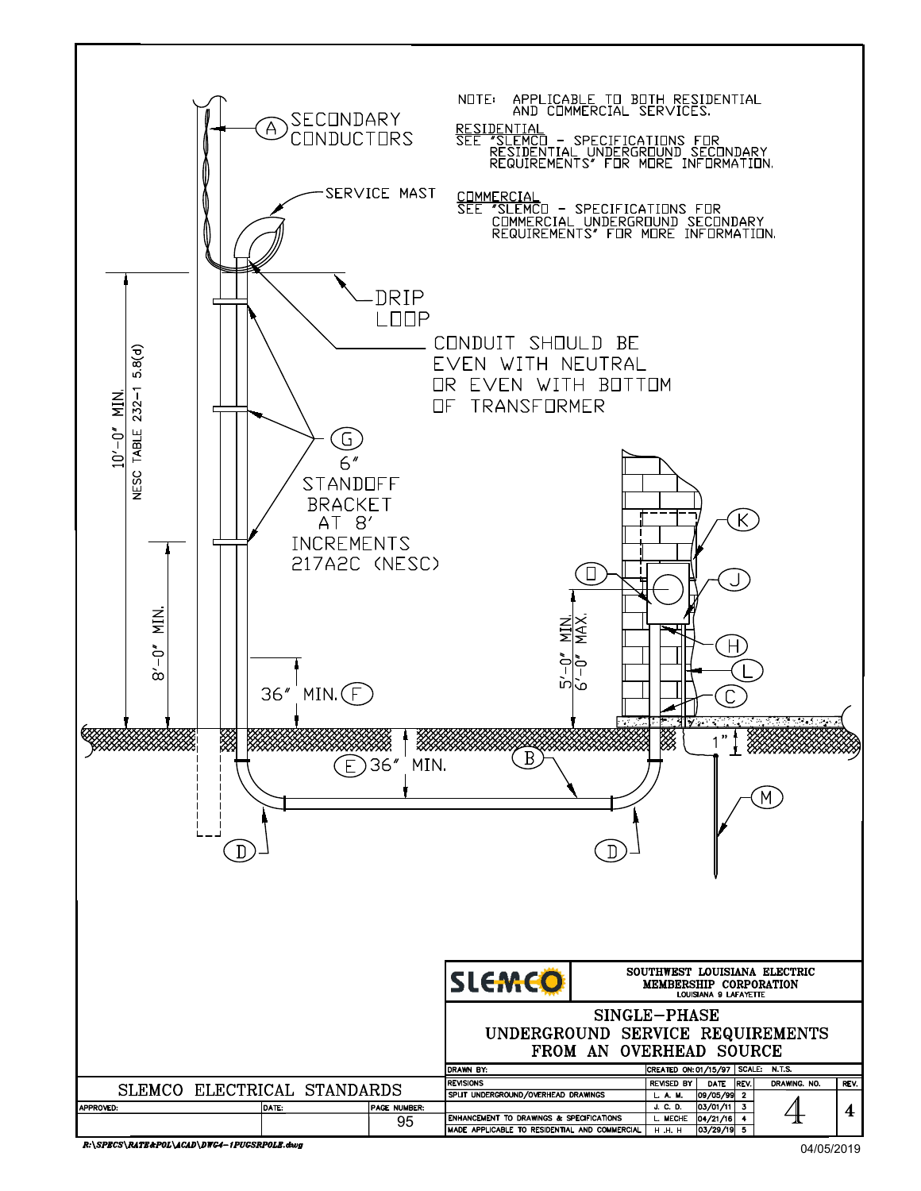NOTE: APPLICABLE TO BOTH RESIDENTIAL AND COMMERCIAL SERVICES.

RESIDENTIAL
SEE "SLEMCO - SPECIFICATIONS FOR RESIDENTIAL UNDERGROUND SECONDARY REQUIREMENTS" FOR MORE INFORMATION.

COMMERCIAL
SEE "SLEMCO - SPECIFICATIONS FOR COMMERCIAL UNDERGROUND SECONDARY REQUIREMENTS" FOR MORE INFORMATION.

(A) SECONDARY CONDUCTORS

SERVICE MAST

DRIP LOOP

CONDUIT SHOULD BE EVEN WITH NEUTRAL OR EVEN WITH BOTTOM OF TRANSFORMER

10'-0" MIN. NESC TABLE 232-1 5.8(d)

(G) 6" STANDOFF BRACKET AT 8' INCREMENTS 217A2C (NESC)

8'-0" MIN.

36" MIN. (F)

(E) 36" MIN.

(B)

(D)

(D)

(O)

5'-0" MIN. 6'-0" MAX.

(K)

(J)

(H)

(L)

(C)

1"

(M)

SLEMCO

SOUTHWEST LOUISIANA ELECTRIC MEMBERSHIP CORPORATION
LOUISIANA 9 LAFAYETTE

SINGLE-PHASE UNDERGROUND SERVICE REQUIREMENTS FROM AN OVERHEAD SOURCE

DRAWN BY: | CREATED ON: 01/15/97 | SCALE: N.T.S.

SLEMCO ELECTRICAL STANDARDS

| REVISIONS | REVISED BY | DATE | REV. | DRAWING. NO. | REV. |
|---|---|---|---|---|---|
| SPLIT UNDERGROUND/OVERHEAD DRAWINGS | L. A. M. | 09/05/99 | 2 | 4 | 4 |
| | J. C. D. | 03/01/11 | 3 | | |
| ENHANCEMENT TO DRAWINGS & SPECIFICATIONS | L. MECHE | 04/21/16 | 4 | | |
| MADE APPLICABLE TO RESIDENTIAL AND COMMERCIAL | H .H. H | 03/29/19 | 5 | | |

| APPROVED: | DATE: | PAGE NUMBER: |
|---|---|---|
| | | 95 |

R:\SPECS\RATE&POL\ACAD\DWG4-1PUGSRPOLE.dwg

04/05/2019